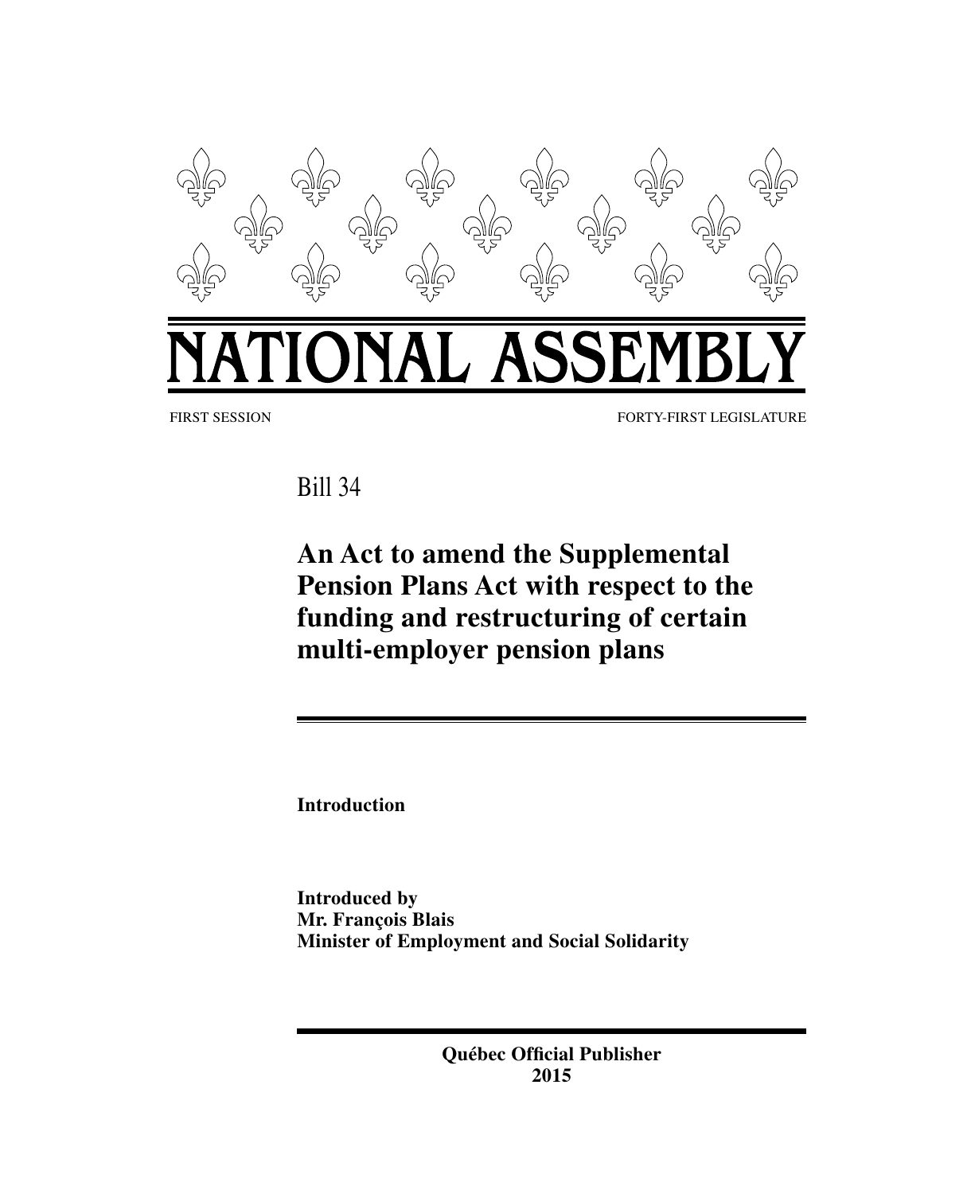# NATIONAL ASSEMBLY

FIRST SESSION FORTY-FIRST LEGISLATURE

Bill 34

## An Act to amend the Supplemental Pension Plans Act with respect to the funding and restructuring of certain multi-employer pension plans

**Introduction**

**Introduced by**
**Mr. François Blais**
**Minister of Employment and Social Solidarity**

**Québec Official Publisher**
**2015**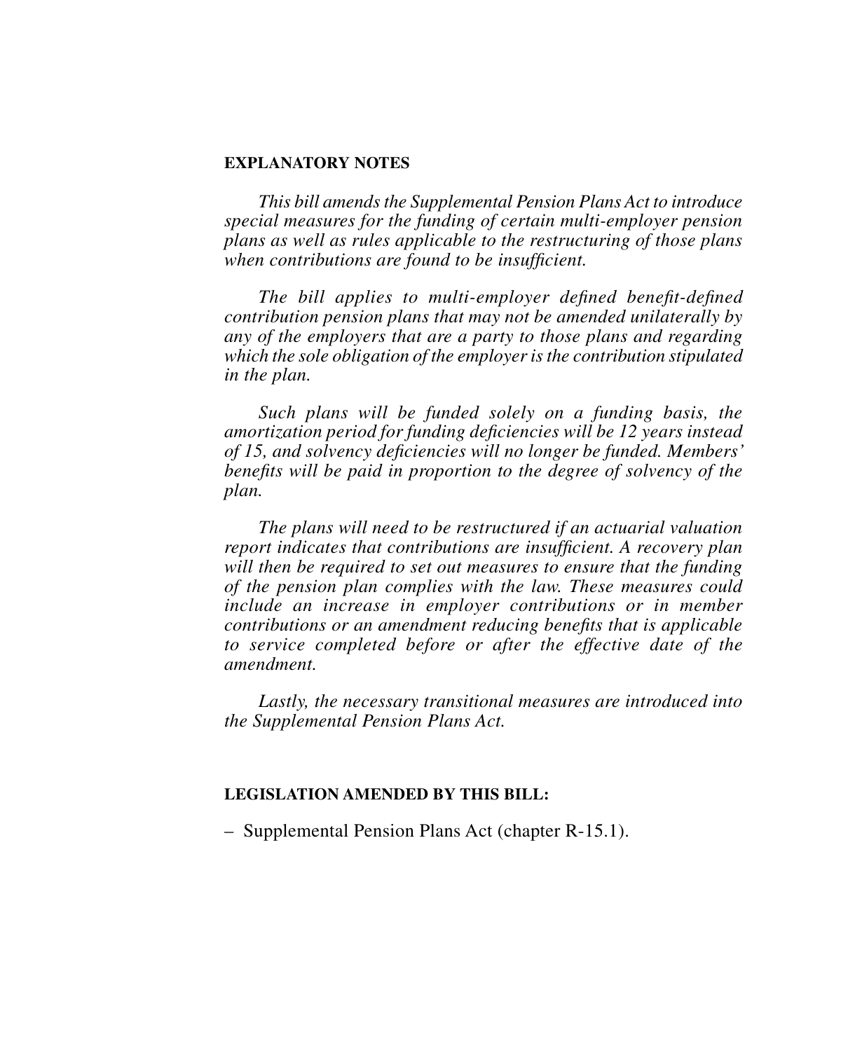**EXPLANATORY NOTES**

*This bill amends the Supplemental Pension Plans Act to introduce special measures for the funding of certain multi-employer pension plans as well as rules applicable to the restructuring of those plans when contributions are found to be insufficient.*

*The bill applies to multi-employer defined benefit-defined contribution pension plans that may not be amended unilaterally by any of the employers that are a party to those plans and regarding which the sole obligation of the employer is the contribution stipulated in the plan.*

*Such plans will be funded solely on a funding basis, the amortization period for funding deficiencies will be 12 years instead of 15, and solvency deficiencies will no longer be funded. Members' benefits will be paid in proportion to the degree of solvency of the plan.*

*The plans will need to be restructured if an actuarial valuation report indicates that contributions are insufficient. A recovery plan will then be required to set out measures to ensure that the funding of the pension plan complies with the law. These measures could include an increase in employer contributions or in member contributions or an amendment reducing benefits that is applicable to service completed before or after the effective date of the amendment.*

*Lastly, the necessary transitional measures are introduced into the Supplemental Pension Plans Act.*

**LEGISLATION AMENDED BY THIS BILL:**

– Supplemental Pension Plans Act (chapter R-15.1).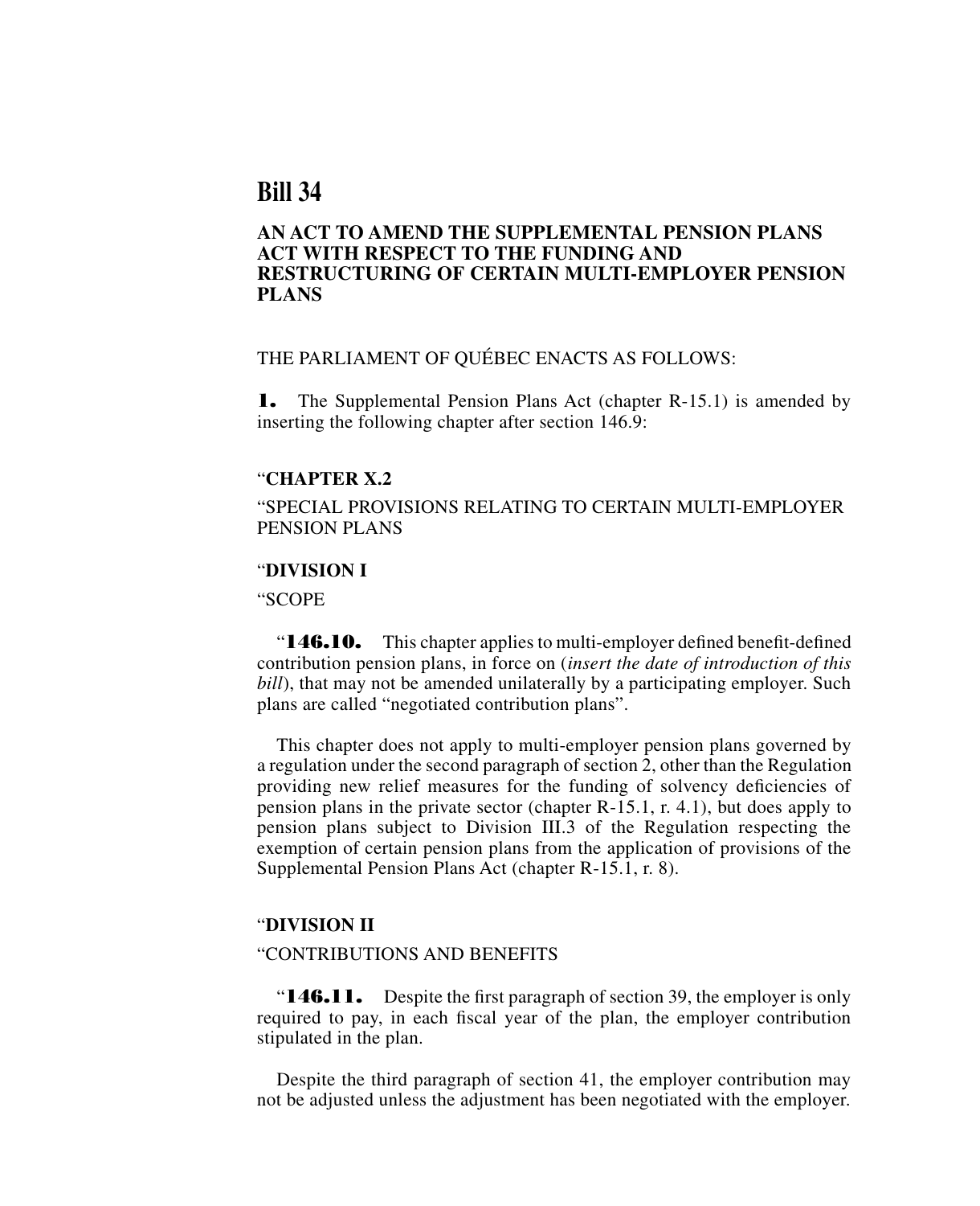# Bill 34

## AN ACT TO AMEND THE SUPPLEMENTAL PENSION PLANS ACT WITH RESPECT TO THE FUNDING AND RESTRUCTURING OF CERTAIN MULTI-EMPLOYER PENSION PLANS

THE PARLIAMENT OF QUÉBEC ENACTS AS FOLLOWS:

**1.** The Supplemental Pension Plans Act (chapter R-15.1) is amended by inserting the following chapter after section 146.9:

"**CHAPTER X.2**

"SPECIAL PROVISIONS RELATING TO CERTAIN MULTI-EMPLOYER PENSION PLANS

"**DIVISION I**

"SCOPE

"**146.10.** This chapter applies to multi-employer defined benefit-defined contribution pension plans, in force on (*insert the date of introduction of this bill*), that may not be amended unilaterally by a participating employer. Such plans are called "negotiated contribution plans".

This chapter does not apply to multi-employer pension plans governed by a regulation under the second paragraph of section 2, other than the Regulation providing new relief measures for the funding of solvency deficiencies of pension plans in the private sector (chapter R-15.1, r. 4.1), but does apply to pension plans subject to Division III.3 of the Regulation respecting the exemption of certain pension plans from the application of provisions of the Supplemental Pension Plans Act (chapter R-15.1, r. 8).

"**DIVISION II**

"CONTRIBUTIONS AND BENEFITS

"**146.11.** Despite the first paragraph of section 39, the employer is only required to pay, in each fiscal year of the plan, the employer contribution stipulated in the plan.

Despite the third paragraph of section 41, the employer contribution may not be adjusted unless the adjustment has been negotiated with the employer.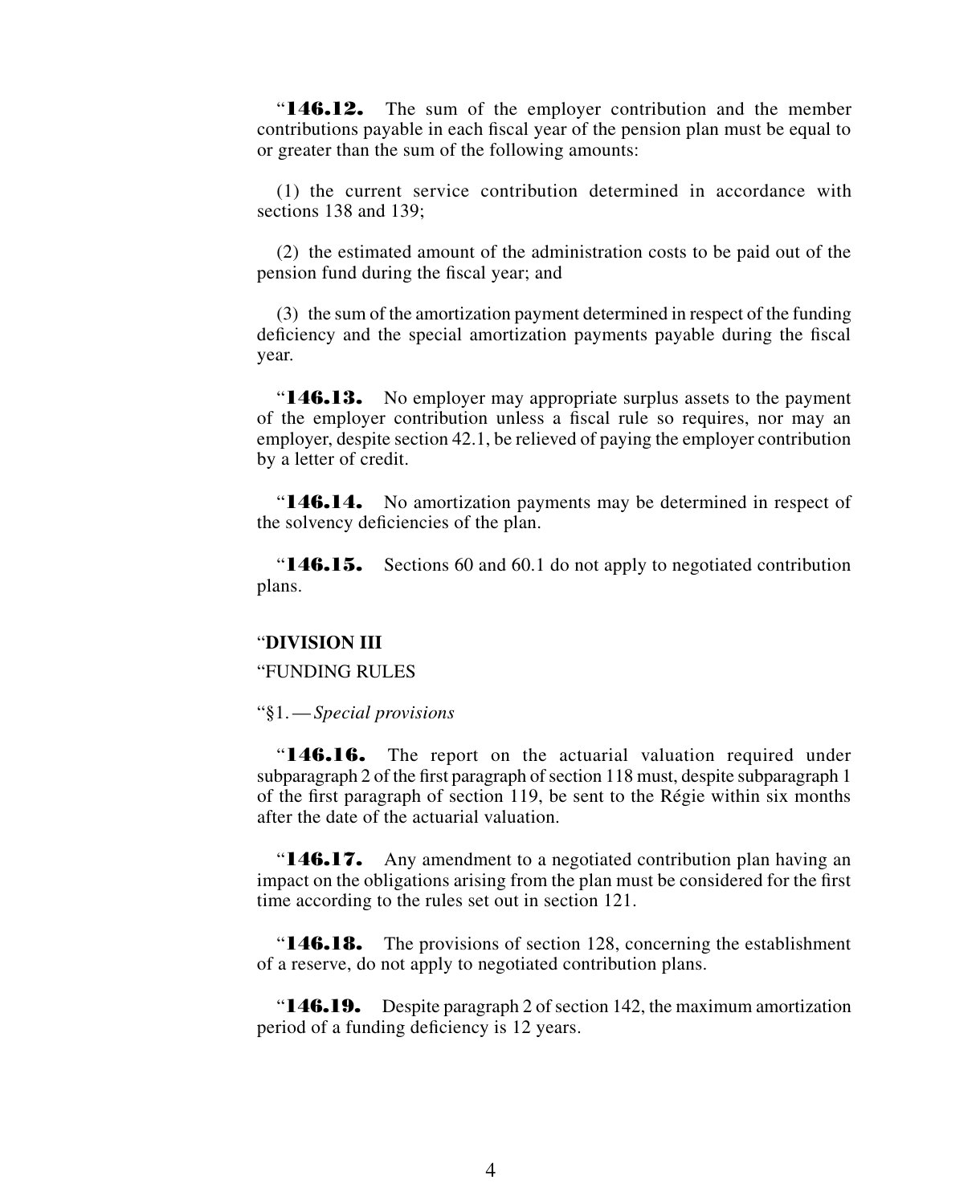"**146.12.** The sum of the employer contribution and the member contributions payable in each fiscal year of the pension plan must be equal to or greater than the sum of the following amounts:

(1) the current service contribution determined in accordance with sections 138 and 139;

(2) the estimated amount of the administration costs to be paid out of the pension fund during the fiscal year; and

(3) the sum of the amortization payment determined in respect of the funding deficiency and the special amortization payments payable during the fiscal year.

"**146.13.** No employer may appropriate surplus assets to the payment of the employer contribution unless a fiscal rule so requires, nor may an employer, despite section 42.1, be relieved of paying the employer contribution by a letter of credit.

"**146.14.** No amortization payments may be determined in respect of the solvency deficiencies of the plan.

"**146.15.** Sections 60 and 60.1 do not apply to negotiated contribution plans.

"**DIVISION III**

"FUNDING RULES

"§1. — *Special provisions*

"**146.16.** The report on the actuarial valuation required under subparagraph 2 of the first paragraph of section 118 must, despite subparagraph 1 of the first paragraph of section 119, be sent to the Régie within six months after the date of the actuarial valuation.

"**146.17.** Any amendment to a negotiated contribution plan having an impact on the obligations arising from the plan must be considered for the first time according to the rules set out in section 121.

"**146.18.** The provisions of section 128, concerning the establishment of a reserve, do not apply to negotiated contribution plans.

"**146.19.** Despite paragraph 2 of section 142, the maximum amortization period of a funding deficiency is 12 years.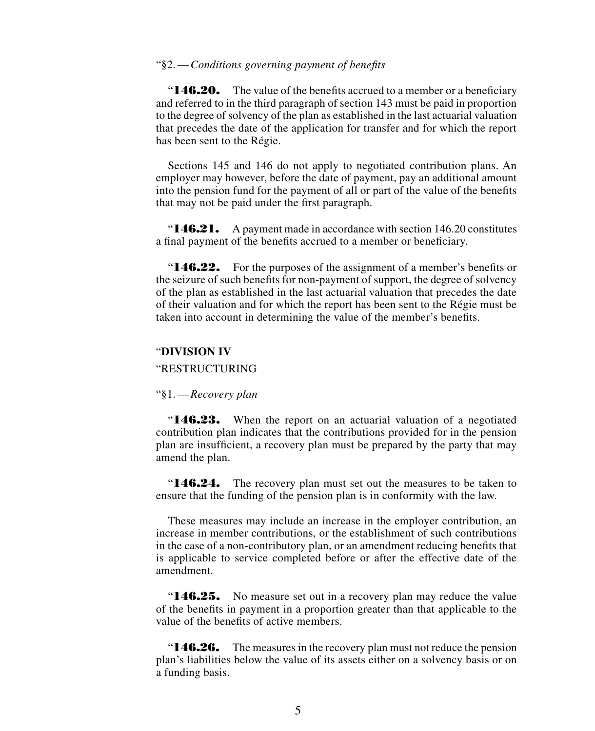"§2. — *Conditions governing payment of benefits*

"**146.20.** The value of the benefits accrued to a member or a beneficiary and referred to in the third paragraph of section 143 must be paid in proportion to the degree of solvency of the plan as established in the last actuarial valuation that precedes the date of the application for transfer and for which the report has been sent to the Régie.

Sections 145 and 146 do not apply to negotiated contribution plans. An employer may however, before the date of payment, pay an additional amount into the pension fund for the payment of all or part of the value of the benefits that may not be paid under the first paragraph.

"**146.21.** A payment made in accordance with section 146.20 constitutes a final payment of the benefits accrued to a member or beneficiary.

"**146.22.** For the purposes of the assignment of a member's benefits or the seizure of such benefits for non-payment of support, the degree of solvency of the plan as established in the last actuarial valuation that precedes the date of their valuation and for which the report has been sent to the Régie must be taken into account in determining the value of the member's benefits.

"**DIVISION IV**

"RESTRUCTURING

"§1. — *Recovery plan*

"**146.23.** When the report on an actuarial valuation of a negotiated contribution plan indicates that the contributions provided for in the pension plan are insufficient, a recovery plan must be prepared by the party that may amend the plan.

"**146.24.** The recovery plan must set out the measures to be taken to ensure that the funding of the pension plan is in conformity with the law.

These measures may include an increase in the employer contribution, an increase in member contributions, or the establishment of such contributions in the case of a non-contributory plan, or an amendment reducing benefits that is applicable to service completed before or after the effective date of the amendment.

"**146.25.** No measure set out in a recovery plan may reduce the value of the benefits in payment in a proportion greater than that applicable to the value of the benefits of active members.

"**146.26.** The measures in the recovery plan must not reduce the pension plan's liabilities below the value of its assets either on a solvency basis or on a funding basis.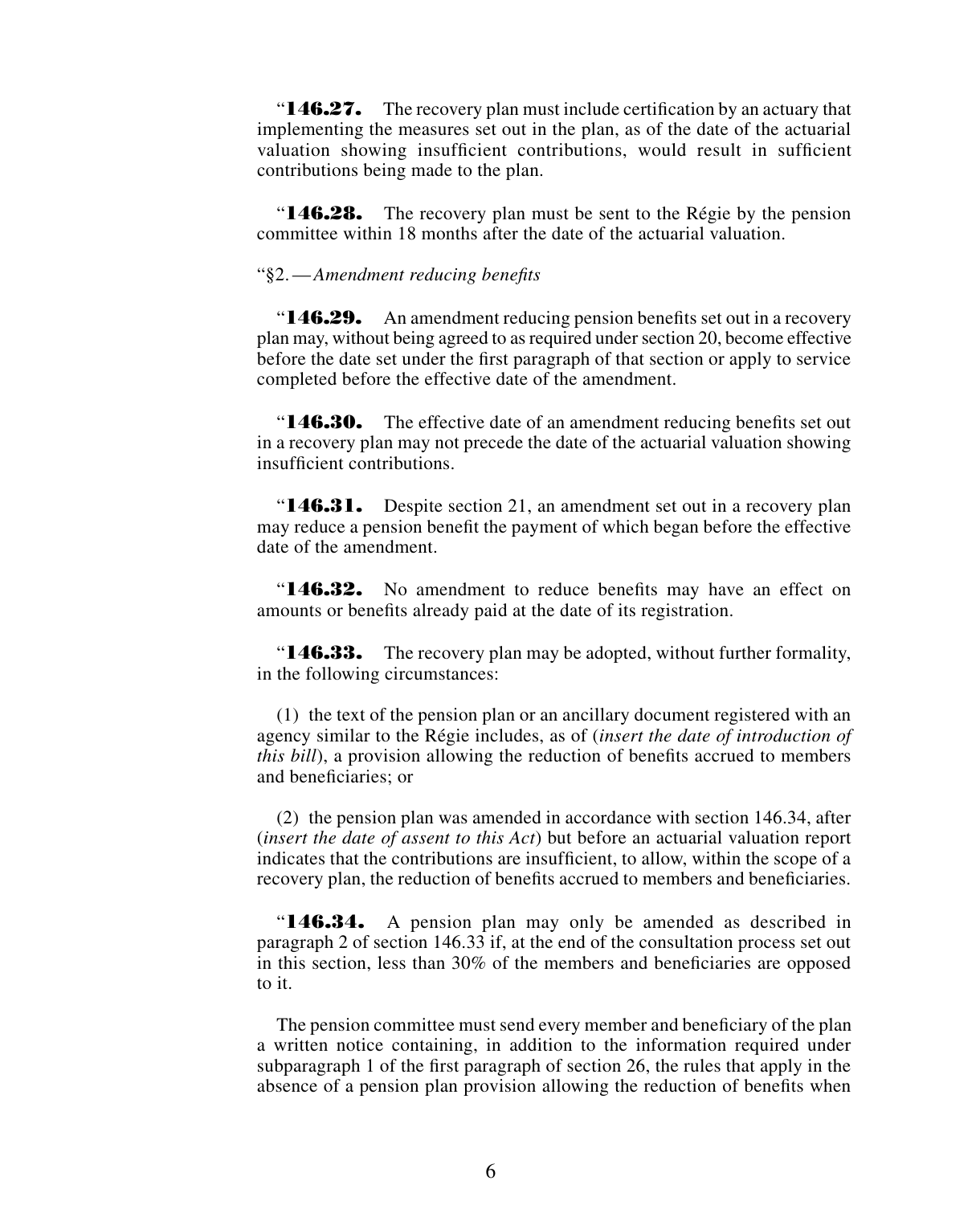"**146.27.** The recovery plan must include certification by an actuary that implementing the measures set out in the plan, as of the date of the actuarial valuation showing insufficient contributions, would result in sufficient contributions being made to the plan.

"**146.28.** The recovery plan must be sent to the Régie by the pension committee within 18 months after the date of the actuarial valuation.

"§2.—*Amendment reducing benefits*

"**146.29.** An amendment reducing pension benefits set out in a recovery plan may, without being agreed to as required under section 20, become effective before the date set under the first paragraph of that section or apply to service completed before the effective date of the amendment.

"**146.30.** The effective date of an amendment reducing benefits set out in a recovery plan may not precede the date of the actuarial valuation showing insufficient contributions.

"**146.31.** Despite section 21, an amendment set out in a recovery plan may reduce a pension benefit the payment of which began before the effective date of the amendment.

"**146.32.** No amendment to reduce benefits may have an effect on amounts or benefits already paid at the date of its registration.

"**146.33.** The recovery plan may be adopted, without further formality, in the following circumstances:

(1) the text of the pension plan or an ancillary document registered with an agency similar to the Régie includes, as of (*insert the date of introduction of this bill*), a provision allowing the reduction of benefits accrued to members and beneficiaries; or

(2) the pension plan was amended in accordance with section 146.34, after (*insert the date of assent to this Act*) but before an actuarial valuation report indicates that the contributions are insufficient, to allow, within the scope of a recovery plan, the reduction of benefits accrued to members and beneficiaries.

"**146.34.** A pension plan may only be amended as described in paragraph 2 of section 146.33 if, at the end of the consultation process set out in this section, less than 30% of the members and beneficiaries are opposed to it.

The pension committee must send every member and beneficiary of the plan a written notice containing, in addition to the information required under subparagraph 1 of the first paragraph of section 26, the rules that apply in the absence of a pension plan provision allowing the reduction of benefits when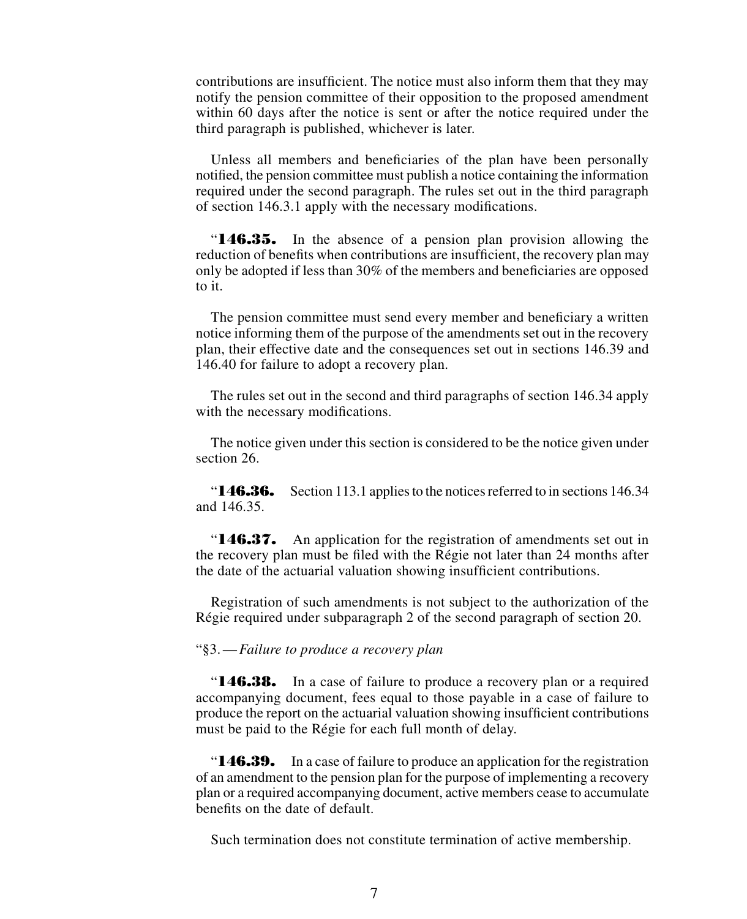contributions are insufficient. The notice must also inform them that they may notify the pension committee of their opposition to the proposed amendment within 60 days after the notice is sent or after the notice required under the third paragraph is published, whichever is later.

Unless all members and beneficiaries of the plan have been personally notified, the pension committee must publish a notice containing the information required under the second paragraph. The rules set out in the third paragraph of section 146.3.1 apply with the necessary modifications.

"**146.35.** In the absence of a pension plan provision allowing the reduction of benefits when contributions are insufficient, the recovery plan may only be adopted if less than 30% of the members and beneficiaries are opposed to it.

The pension committee must send every member and beneficiary a written notice informing them of the purpose of the amendments set out in the recovery plan, their effective date and the consequences set out in sections 146.39 and 146.40 for failure to adopt a recovery plan.

The rules set out in the second and third paragraphs of section 146.34 apply with the necessary modifications.

The notice given under this section is considered to be the notice given under section 26.

"**146.36.** Section 113.1 applies to the notices referred to in sections 146.34 and 146.35.

"**146.37.** An application for the registration of amendments set out in the recovery plan must be filed with the Régie not later than 24 months after the date of the actuarial valuation showing insufficient contributions.

Registration of such amendments is not subject to the authorization of the Régie required under subparagraph 2 of the second paragraph of section 20.

"§3. — *Failure to produce a recovery plan*

"**146.38.** In a case of failure to produce a recovery plan or a required accompanying document, fees equal to those payable in a case of failure to produce the report on the actuarial valuation showing insufficient contributions must be paid to the Régie for each full month of delay.

"**146.39.** In a case of failure to produce an application for the registration of an amendment to the pension plan for the purpose of implementing a recovery plan or a required accompanying document, active members cease to accumulate benefits on the date of default.

Such termination does not constitute termination of active membership.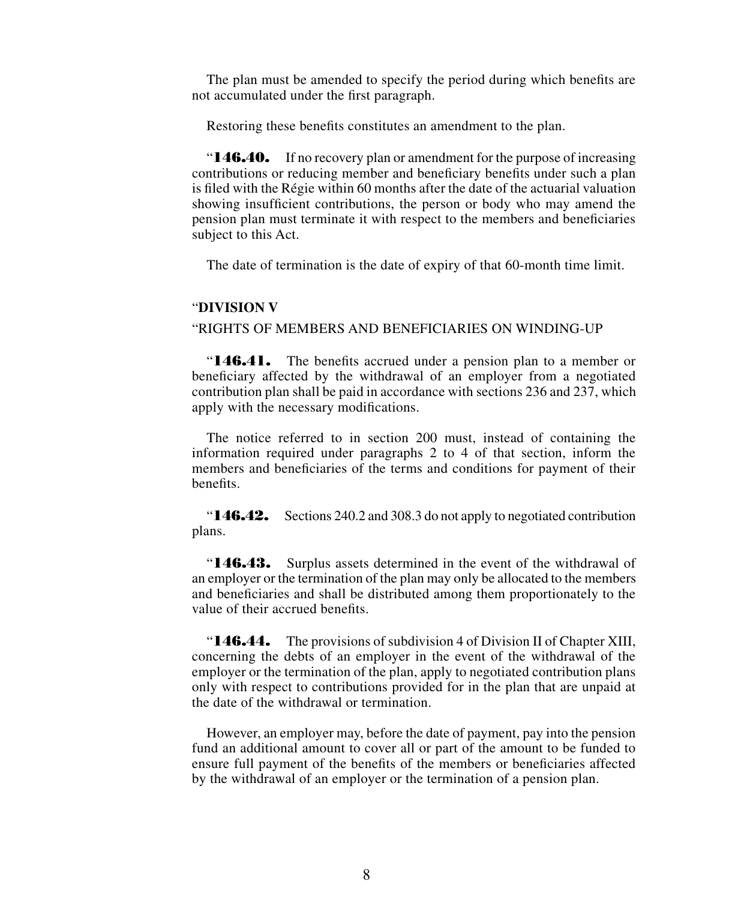The plan must be amended to specify the period during which benefits are not accumulated under the first paragraph.

Restoring these benefits constitutes an amendment to the plan.

"**146.40.** If no recovery plan or amendment for the purpose of increasing contributions or reducing member and beneficiary benefits under such a plan is filed with the Régie within 60 months after the date of the actuarial valuation showing insufficient contributions, the person or body who may amend the pension plan must terminate it with respect to the members and beneficiaries subject to this Act.

The date of termination is the date of expiry of that 60-month time limit.

"**DIVISION V**

"RIGHTS OF MEMBERS AND BENEFICIARIES ON WINDING-UP

"**146.41.** The benefits accrued under a pension plan to a member or beneficiary affected by the withdrawal of an employer from a negotiated contribution plan shall be paid in accordance with sections 236 and 237, which apply with the necessary modifications.

The notice referred to in section 200 must, instead of containing the information required under paragraphs 2 to 4 of that section, inform the members and beneficiaries of the terms and conditions for payment of their benefits.

"**146.42.** Sections 240.2 and 308.3 do not apply to negotiated contribution plans.

"**146.43.** Surplus assets determined in the event of the withdrawal of an employer or the termination of the plan may only be allocated to the members and beneficiaries and shall be distributed among them proportionately to the value of their accrued benefits.

"**146.44.** The provisions of subdivision 4 of Division II of Chapter XIII, concerning the debts of an employer in the event of the withdrawal of the employer or the termination of the plan, apply to negotiated contribution plans only with respect to contributions provided for in the plan that are unpaid at the date of the withdrawal or termination.

However, an employer may, before the date of payment, pay into the pension fund an additional amount to cover all or part of the amount to be funded to ensure full payment of the benefits of the members or beneficiaries affected by the withdrawal of an employer or the termination of a pension plan.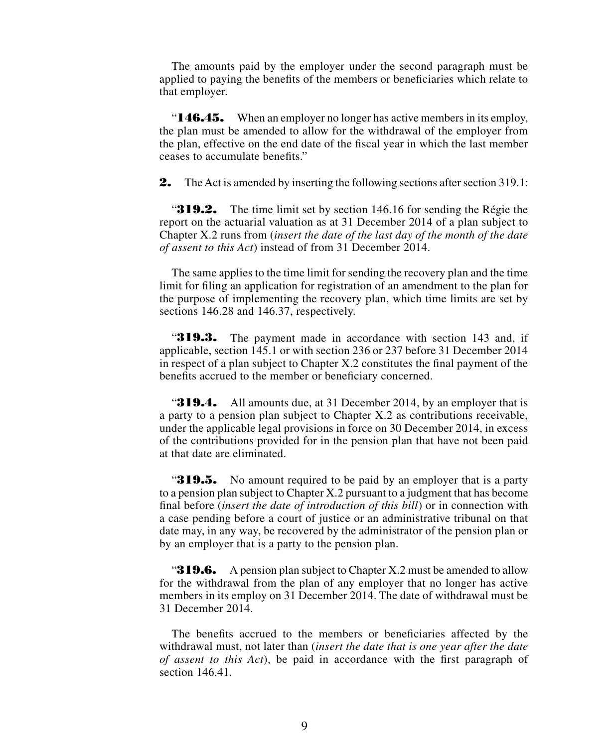The amounts paid by the employer under the second paragraph must be applied to paying the benefits of the members or beneficiaries which relate to that employer.

“**146.45.** When an employer no longer has active members in its employ, the plan must be amended to allow for the withdrawal of the employer from the plan, effective on the end date of the fiscal year in which the last member ceases to accumulate benefits.”

**2.** The Act is amended by inserting the following sections after section 319.1:

“**319.2.** The time limit set by section 146.16 for sending the Régie the report on the actuarial valuation as at 31 December 2014 of a plan subject to Chapter X.2 runs from (*insert the date of the last day of the month of the date of assent to this Act*) instead of from 31 December 2014.

The same applies to the time limit for sending the recovery plan and the time limit for filing an application for registration of an amendment to the plan for the purpose of implementing the recovery plan, which time limits are set by sections 146.28 and 146.37, respectively.

“**319.3.** The payment made in accordance with section 143 and, if applicable, section 145.1 or with section 236 or 237 before 31 December 2014 in respect of a plan subject to Chapter X.2 constitutes the final payment of the benefits accrued to the member or beneficiary concerned.

“**319.4.** All amounts due, at 31 December 2014, by an employer that is a party to a pension plan subject to Chapter X.2 as contributions receivable, under the applicable legal provisions in force on 30 December 2014, in excess of the contributions provided for in the pension plan that have not been paid at that date are eliminated.

“**319.5.** No amount required to be paid by an employer that is a party to a pension plan subject to Chapter X.2 pursuant to a judgment that has become final before (*insert the date of introduction of this bill*) or in connection with a case pending before a court of justice or an administrative tribunal on that date may, in any way, be recovered by the administrator of the pension plan or by an employer that is a party to the pension plan.

“**319.6.** A pension plan subject to Chapter X.2 must be amended to allow for the withdrawal from the plan of any employer that no longer has active members in its employ on 31 December 2014. The date of withdrawal must be 31 December 2014.

The benefits accrued to the members or beneficiaries affected by the withdrawal must, not later than (*insert the date that is one year after the date of assent to this Act*), be paid in accordance with the first paragraph of section 146.41.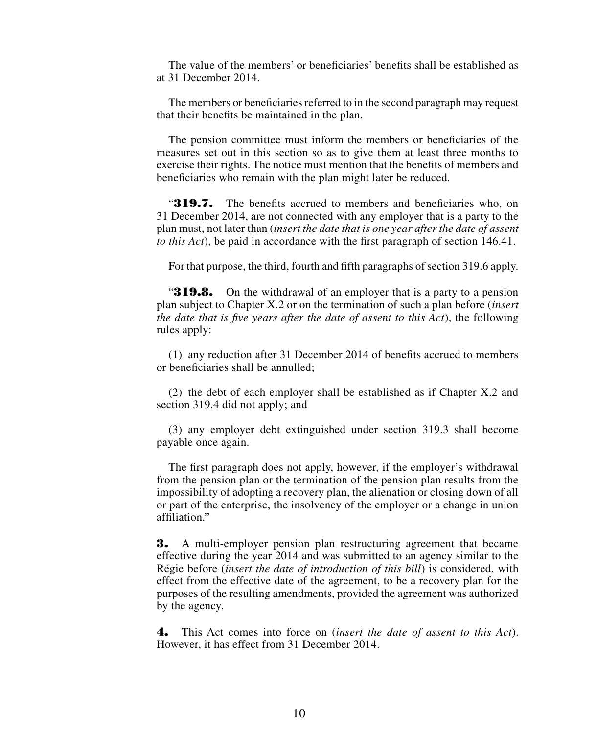The value of the members' or beneficiaries' benefits shall be established as at 31 December 2014.

The members or beneficiaries referred to in the second paragraph may request that their benefits be maintained in the plan.

The pension committee must inform the members or beneficiaries of the measures set out in this section so as to give them at least three months to exercise their rights. The notice must mention that the benefits of members and beneficiaries who remain with the plan might later be reduced.

"**319.7.** The benefits accrued to members and beneficiaries who, on 31 December 2014, are not connected with any employer that is a party to the plan must, not later than (*insert the date that is one year after the date of assent to this Act*), be paid in accordance with the first paragraph of section 146.41.

For that purpose, the third, fourth and fifth paragraphs of section 319.6 apply.

"**319.8.** On the withdrawal of an employer that is a party to a pension plan subject to Chapter X.2 or on the termination of such a plan before (*insert the date that is five years after the date of assent to this Act*), the following rules apply:

(1) any reduction after 31 December 2014 of benefits accrued to members or beneficiaries shall be annulled;

(2) the debt of each employer shall be established as if Chapter X.2 and section 319.4 did not apply; and

(3) any employer debt extinguished under section 319.3 shall become payable once again.

The first paragraph does not apply, however, if the employer's withdrawal from the pension plan or the termination of the pension plan results from the impossibility of adopting a recovery plan, the alienation or closing down of all or part of the enterprise, the insolvency of the employer or a change in union affiliation."

**3.** A multi-employer pension plan restructuring agreement that became effective during the year 2014 and was submitted to an agency similar to the Régie before (*insert the date of introduction of this bill*) is considered, with effect from the effective date of the agreement, to be a recovery plan for the purposes of the resulting amendments, provided the agreement was authorized by the agency.

**4.** This Act comes into force on (*insert the date of assent to this Act*). However, it has effect from 31 December 2014.